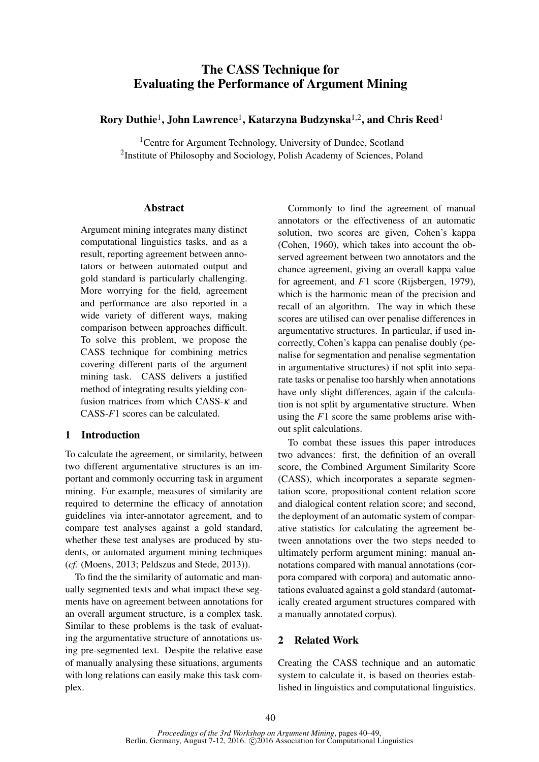# The CASS Technique for Evaluating the Performance of Argument Mining

**Rory Duthie[1], John Lawrence[1], Katarzyna Budzynska[1,2], and Chris Reed[1]**

[1]Centre for Argument Technology, University of Dundee, Scotland
[2]Institute of Philosophy and Sociology, Polish Academy of Sciences, Poland

## Abstract

Argument mining integrates many distinct computational linguistics tasks, and as a result, reporting agreement between annotators or between automated output and gold standard is particularly challenging. More worrying for the field, agreement and performance are also reported in a wide variety of different ways, making comparison between approaches difficult. To solve this problem, we propose the CASS technique for combining metrics covering different parts of the argument mining task. CASS delivers a justified method of integrating results yielding confusion matrices from which CASS-$\kappa$ and CASS-$F1$ scores can be calculated.

## 1 Introduction

To calculate the agreement, or similarity, between two different argumentative structures is an important and commonly occurring task in argument mining. For example, measures of similarity are required to determine the efficacy of annotation guidelines via inter-annotator agreement, and to compare test analyses against a gold standard, whether these test analyses are produced by students, or automated argument mining techniques (*cf.* (Moens, 2013; Peldszus and Stede, 2013)).

To find the the similarity of automatic and manually segmented texts and what impact these segments have on agreement between annotations for an overall argument structure, is a complex task. Similar to these problems is the task of evaluating the argumentative structure of annotations using pre-segmented text. Despite the relative ease of manually analysing these situations, arguments with long relations can easily make this task complex.

Commonly to find the agreement of manual annotators or the effectiveness of an automatic solution, two scores are given, Cohen's kappa (Cohen, 1960), which takes into account the observed agreement between two annotators and the chance agreement, giving an overall kappa value for agreement, and $F1$ score (Rijsbergen, 1979), which is the harmonic mean of the precision and recall of an algorithm. The way in which these scores are utilised can over penalise differences in argumentative structures. In particular, if used incorrectly, Cohen's kappa can penalise doubly (penalise for segmentation and penalise segmentation in argumentative structures) if not split into separate tasks or penalise too harshly when annotations have only slight differences, again if the calculation is not split by argumentative structure. When using the $F1$ score the same problems arise without split calculations.

To combat these issues this paper introduces two advances: first, the definition of an overall score, the Combined Argument Similarity Score (CASS), which incorporates a separate segmentation score, propositional content relation score and dialogical content relation score; and second, the deployment of an automatic system of comparative statistics for calculating the agreement between annotations over the two steps needed to ultimately perform argument mining: manual annotations compared with manual annotations (corpora compared with corpora) and automatic annotations evaluated against a gold standard (automatically created argument structures compared with a manually annotated corpus).

## 2 Related Work

Creating the CASS technique and an automatic system to calculate it, is based on theories established in linguistics and computational linguistics.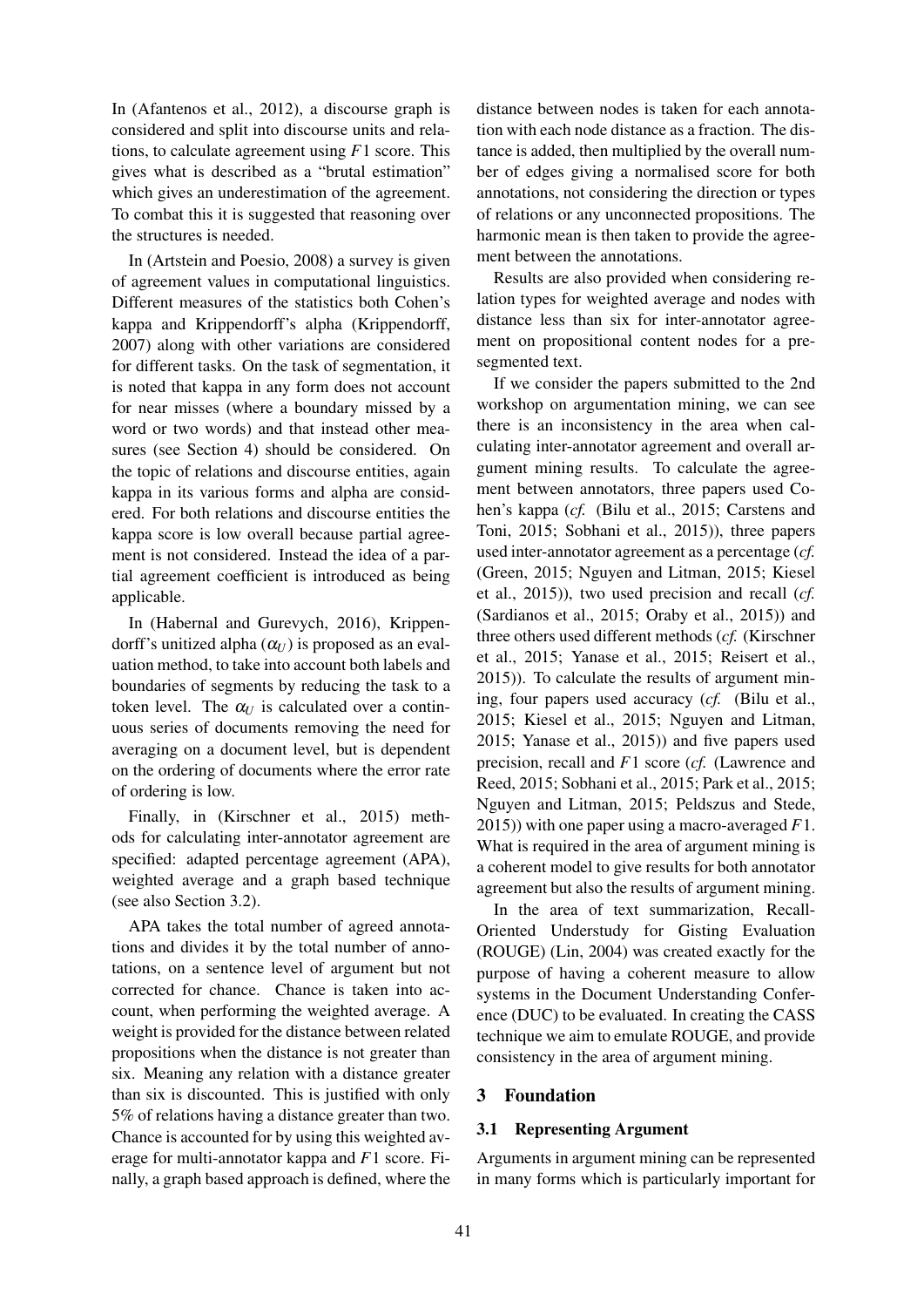In (Afantenos et al., 2012), a discourse graph is considered and split into discourse units and relations, to calculate agreement using $F1$ score. This gives what is described as a "brutal estimation" which gives an underestimation of the agreement. To combat this it is suggested that reasoning over the structures is needed.

In (Artstein and Poesio, 2008) a survey is given of agreement values in computational linguistics. Different measures of the statistics both Cohen's kappa and Krippendorff's alpha (Krippendorff, 2007) along with other variations are considered for different tasks. On the task of segmentation, it is noted that kappa in any form does not account for near misses (where a boundary missed by a word or two words) and that instead other measures (see Section 4) should be considered. On the topic of relations and discourse entities, again kappa in its various forms and alpha are considered. For both relations and discourse entities the kappa score is low overall because partial agreement is not considered. Instead the idea of a partial agreement coefficient is introduced as being applicable.

In (Habernal and Gurevych, 2016), Krippendorff's unitized alpha ($\alpha_U$) is proposed as an evaluation method, to take into account both labels and boundaries of segments by reducing the task to a token level. The $\alpha_U$ is calculated over a continuous series of documents removing the need for averaging on a document level, but is dependent on the ordering of documents where the error rate of ordering is low.

Finally, in (Kirschner et al., 2015) methods for calculating inter-annotator agreement are specified: adapted percentage agreement (APA), weighted average and a graph based technique (see also Section 3.2).

APA takes the total number of agreed annotations and divides it by the total number of annotations, on a sentence level of argument but not corrected for chance. Chance is taken into account, when performing the weighted average. A weight is provided for the distance between related propositions when the distance is not greater than six. Meaning any relation with a distance greater than six is discounted. This is justified with only 5% of relations having a distance greater than two. Chance is accounted for by using this weighted average for multi-annotator kappa and $F1$ score. Finally, a graph based approach is defined, where the distance between nodes is taken for each annotation with each node distance as a fraction. The distance is added, then multiplied by the overall number of edges giving a normalised score for both annotations, not considering the direction or types of relations or any unconnected propositions. The harmonic mean is then taken to provide the agreement between the annotations.

Results are also provided when considering relation types for weighted average and nodes with distance less than six for inter-annotator agreement on propositional content nodes for a pre-segmented text.

If we consider the papers submitted to the 2nd workshop on argumentation mining, we can see there is an inconsistency in the area when calculating inter-annotator agreement and overall argument mining results. To calculate the agreement between annotators, three papers used Cohen's kappa (*cf.* (Bilu et al., 2015; Carstens and Toni, 2015; Sobhani et al., 2015)), three papers used inter-annotator agreement as a percentage (*cf.* (Green, 2015; Nguyen and Litman, 2015; Kiesel et al., 2015)), two used precision and recall (*cf.* (Sardianos et al., 2015; Oraby et al., 2015)) and three others used different methods (*cf.* (Kirschner et al., 2015; Yanase et al., 2015; Reisert et al., 2015)). To calculate the results of argument mining, four papers used accuracy (*cf.* (Bilu et al., 2015; Kiesel et al., 2015; Nguyen and Litman, 2015; Yanase et al., 2015)) and five papers used precision, recall and $F1$ score (*cf.* (Lawrence and Reed, 2015; Sobhani et al., 2015; Park et al., 2015; Nguyen and Litman, 2015; Peldszus and Stede, 2015)) with one paper using a macro-averaged $F1$. What is required in the area of argument mining is a coherent model to give results for both annotator agreement but also the results of argument mining.

In the area of text summarization, Recall-Oriented Understudy for Gisting Evaluation (ROUGE) (Lin, 2004) was created exactly for the purpose of having a coherent measure to allow systems in the Document Understanding Conference (DUC) to be evaluated. In creating the CASS technique we aim to emulate ROUGE, and provide consistency in the area of argument mining.

## 3 Foundation

### 3.1 Representing Argument

Arguments in argument mining can be represented in many forms which is particularly important for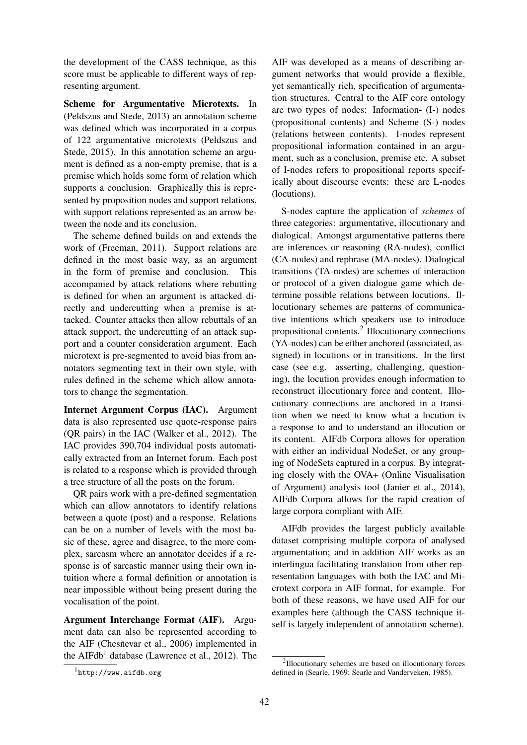the development of the CASS technique, as this score must be applicable to different ways of representing argument.

**Scheme for Argumentative Microtexts.** In (Peldszus and Stede, 2013) an annotation scheme was defined which was incorporated in a corpus of 122 argumentative microtexts (Peldszus and Stede, 2015). In this annotation scheme an argument is defined as a non-empty premise, that is a premise which holds some form of relation which supports a conclusion. Graphically this is represented by proposition nodes and support relations, with support relations represented as an arrow between the node and its conclusion.

The scheme defined builds on and extends the work of (Freeman, 2011). Support relations are defined in the most basic way, as an argument in the form of premise and conclusion. This accompanied by attack relations where rebutting is defined for when an argument is attacked directly and undercutting when a premise is attacked. Counter attacks then allow rebuttals of an attack support, the undercutting of an attack support and a counter consideration argument. Each microtext is pre-segmented to avoid bias from annotators segmenting text in their own style, with rules defined in the scheme which allow annotators to change the segmentation.

**Internet Argument Corpus (IAC).** Argument data is also represented use quote-response pairs (QR pairs) in the IAC (Walker et al., 2012). The IAC provides 390,704 individual posts automatically extracted from an Internet forum. Each post is related to a response which is provided through a tree structure of all the posts on the forum.

QR pairs work with a pre-defined segmentation which can allow annotators to identify relations between a quote (post) and a response. Relations can be on a number of levels with the most basic of these, agree and disagree, to the more complex, sarcasm where an annotator decides if a response is of sarcastic manner using their own intuition where a formal definition or annotation is near impossible without being present during the vocalisation of the point.

**Argument Interchange Format (AIF).** Argument data can also be represented according to the AIF (Chesñevar et al., 2006) implemented in the AIFdb[1] database (Lawrence et al., 2012). The AIF was developed as a means of describing argument networks that would provide a flexible, yet semantically rich, specification of argumentation structures. Central to the AIF core ontology are two types of nodes: Information- (I-) nodes (propositional contents) and Scheme (S-) nodes (relations between contents). I-nodes represent propositional information contained in an argument, such as a conclusion, premise etc. A subset of I-nodes refers to propositional reports specifically about discourse events: these are L-nodes (locutions).

S-nodes capture the application of *schemes* of three categories: argumentative, illocutionary and dialogical. Amongst argumentative patterns there are inferences or reasoning (RA-nodes), conflict (CA-nodes) and rephrase (MA-nodes). Dialogical transitions (TA-nodes) are schemes of interaction or protocol of a given dialogue game which determine possible relations between locutions. Illocutionary schemes are patterns of communicative intentions which speakers use to introduce propositional contents.[2] Illocutionary connections (YA-nodes) can be either anchored (associated, assigned) in locutions or in transitions. In the first case (see e.g. asserting, challenging, questioning), the locution provides enough information to reconstruct illocutionary force and content. Illocutionary connections are anchored in a transition when we need to know what a locution is a response to and to understand an illocution or its content. AIFdb Corpora allows for operation with either an individual NodeSet, or any grouping of NodeSets captured in a corpus. By integrating closely with the OVA+ (Online Visualisation of Argument) analysis tool (Janier et al., 2014), AIFdb Corpora allows for the rapid creation of large corpora compliant with AIF.

AIFdb provides the largest publicly available dataset comprising multiple corpora of analysed argumentation; and in addition AIF works as an interlingua facilitating translation from other representation languages with both the IAC and Microtext corpora in AIF format, for example. For both of these reasons, we have used AIF for our examples here (although the CASS technique itself is largely independent of annotation scheme).

[1] http://www.aifdb.org

[2] Illocutionary schemes are based on illocutionary forces defined in (Searle, 1969; Searle and Vanderveken, 1985).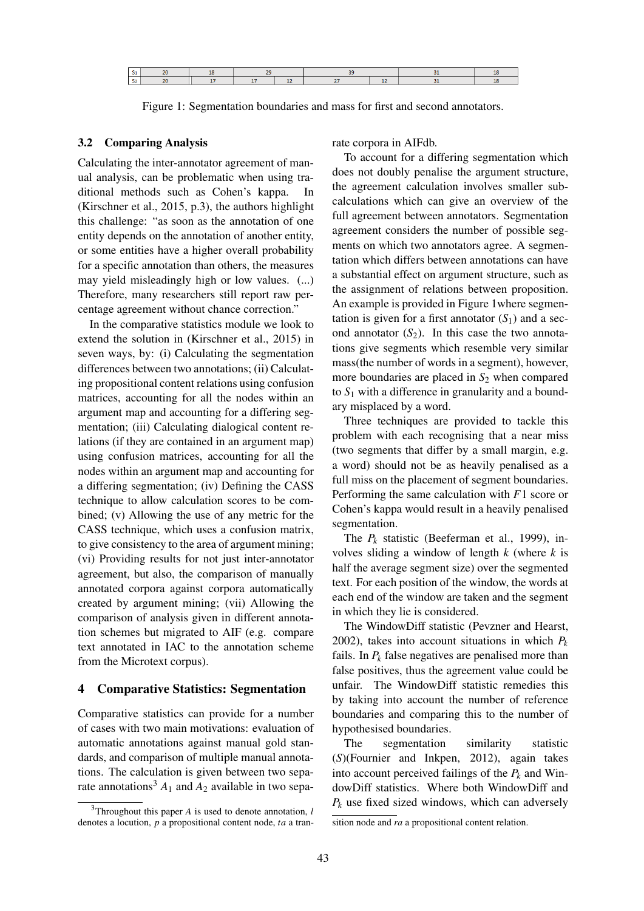| | | | | | | | | |
|---|---|---|---|---|---|---|---|---|
| S1 | 20 | 18 | 29 | | 39 | | 31 | 18 |
| S2 | 20 | 17 | 17 | 12 | 27 | 12 | 31 | 18 |

Figure 1: Segmentation boundaries and mass for first and second annotators.

### 3.2 Comparing Analysis

Calculating the inter-annotator agreement of manual analysis, can be problematic when using traditional methods such as Cohen's kappa. In (Kirschner et al., 2015, p.3), the authors highlight this challenge: "as soon as the annotation of one entity depends on the annotation of another entity, or some entities have a higher overall probability for a specific annotation than others, the measures may yield misleadingly high or low values. (...) Therefore, many researchers still report raw percentage agreement without chance correction."

In the comparative statistics module we look to extend the solution in (Kirschner et al., 2015) in seven ways, by: (i) Calculating the segmentation differences between two annotations; (ii) Calculating propositional content relations using confusion matrices, accounting for all the nodes within an argument map and accounting for a differing segmentation; (iii) Calculating dialogical content relations (if they are contained in an argument map) using confusion matrices, accounting for all the nodes within an argument map and accounting for a differing segmentation; (iv) Defining the CASS technique to allow calculation scores to be combined; (v) Allowing the use of any metric for the CASS technique, which uses a confusion matrix, to give consistency to the area of argument mining; (vi) Providing results for not just inter-annotator agreement, but also, the comparison of manually annotated corpora against corpora automatically created by argument mining; (vii) Allowing the comparison of analysis given in different annotation schemes but migrated to AIF (e.g. compare text annotated in IAC to the annotation scheme from the Microtext corpus).

## 4 Comparative Statistics: Segmentation

Comparative statistics can provide for a number of cases with two main motivations: evaluation of automatic annotations against manual gold standards, and comparison of multiple manual annotations. The calculation is given between two separate annotations[3] $A_1$ and $A_2$ available in two separate corpora in AIFdb.

To account for a differing segmentation which does not doubly penalise the argument structure, the agreement calculation involves smaller sub-calculations which can give an overview of the full agreement between annotators. Segmentation agreement considers the number of possible segments on which two annotators agree. A segmentation which differs between annotations can have a substantial effect on argument structure, such as the assignment of relations between proposition. An example is provided in Figure 1where segmentation is given for a first annotator ($S_1$) and a second annotator ($S_2$). In this case the two annotations give segments which resemble very similar mass(the number of words in a segment), however, more boundaries are placed in $S_2$ when compared to $S_1$ with a difference in granularity and a boundary misplaced by a word.

Three techniques are provided to tackle this problem with each recognising that a near miss (two segments that differ by a small margin, e.g. a word) should not be as heavily penalised as a full miss on the placement of segment boundaries. Performing the same calculation with $F1$ score or Cohen's kappa would result in a heavily penalised segmentation.

The $P_k$ statistic (Beeferman et al., 1999), involves sliding a window of length $k$ (where $k$ is half the average segment size) over the segmented text. For each position of the window, the words at each end of the window are taken and the segment in which they lie is considered.

The WindowDiff statistic (Pevzner and Hearst, 2002), takes into account situations in which $P_k$ fails. In $P_k$ false negatives are penalised more than false positives, thus the agreement value could be unfair. The WindowDiff statistic remedies this by taking into account the number of reference boundaries and comparing this to the number of hypothesised boundaries.

The segmentation similarity statistic ($S$)(Fournier and Inkpen, 2012), again takes into account perceived failings of the $P_k$ and WindowDiff statistics. Where both WindowDiff and $P_k$ use fixed sized windows, which can adversely

[3] Throughout this paper $A$ is used to denote annotation, $l$ denotes a locution, $p$ a propositional content node, $ta$ a transition node and $ra$ a propositional content relation.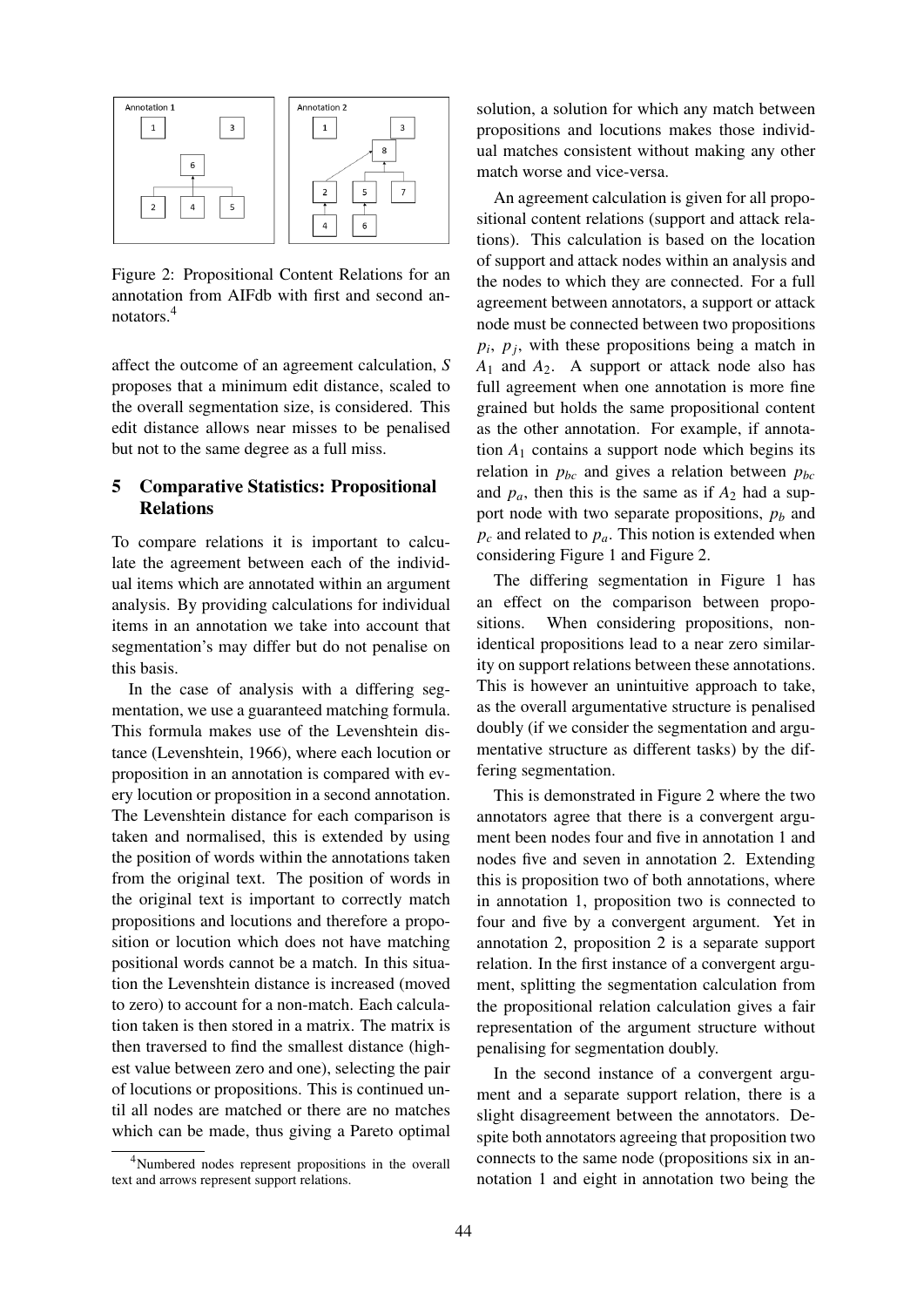Annotation 1

1

3

6

2

4

5

Annotation 2

1

3

8

2

5

7

4

6

Figure 2: Propositional Content Relations for an annotation from AIFdb with first and second annotators.[4]

affect the outcome of an agreement calculation, *S* proposes that a minimum edit distance, scaled to the overall segmentation size, is considered. This edit distance allows near misses to be penalised but not to the same degree as a full miss.

## 5 Comparative Statistics: Propositional Relations

To compare relations it is important to calculate the agreement between each of the individual items which are annotated within an argument analysis. By providing calculations for individual items in an annotation we take into account that segmentation's may differ but do not penalise on this basis.

In the case of analysis with a differing segmentation, we use a guaranteed matching formula. This formula makes use of the Levenshtein distance (Levenshtein, 1966), where each locution or proposition in an annotation is compared with every locution or proposition in a second annotation. The Levenshtein distance for each comparison is taken and normalised, this is extended by using the position of words within the annotations taken from the original text. The position of words in the original text is important to correctly match propositions and locutions and therefore a proposition or locution which does not have matching positional words cannot be a match. In this situation the Levenshtein distance is increased (moved to zero) to account for a non-match. Each calculation taken is then stored in a matrix. The matrix is then traversed to find the smallest distance (highest value between zero and one), selecting the pair of locutions or propositions. This is continued until all nodes are matched or there are no matches which can be made, thus giving a Pareto optimal solution, a solution for which any match between propositions and locutions makes those individual matches consistent without making any other match worse and vice-versa.

An agreement calculation is given for all propositional content relations (support and attack relations). This calculation is based on the location of support and attack nodes within an analysis and the nodes to which they are connected. For a full agreement between annotators, a support or attack node must be connected between two propositions $p_i$, $p_j$, with these propositions being a match in $A_1$ and $A_2$. A support or attack node also has full agreement when one annotation is more fine grained but holds the same propositional content as the other annotation. For example, if annotation $A_1$ contains a support node which begins its relation in $p_{bc}$ and gives a relation between $p_{bc}$ and $p_a$, then this is the same as if $A_2$ had a support node with two separate propositions, $p_b$ and $p_c$ and related to $p_a$. This notion is extended when considering Figure 1 and Figure 2.

The differing segmentation in Figure 1 has an effect on the comparison between propositions. When considering propositions, non-identical propositions lead to a near zero similarity on support relations between these annotations. This is however an unintuitive approach to take, as the overall argumentative structure is penalised doubly (if we consider the segmentation and argumentative structure as different tasks) by the differing segmentation.

This is demonstrated in Figure 2 where the two annotators agree that there is a convergent argument been nodes four and five in annotation 1 and nodes five and seven in annotation 2. Extending this is proposition two of both annotations, where in annotation 1, proposition two is connected to four and five by a convergent argument. Yet in annotation 2, proposition 2 is a separate support relation. In the first instance of a convergent argument, splitting the segmentation calculation from the propositional relation calculation gives a fair representation of the argument structure without penalising for segmentation doubly.

In the second instance of a convergent argument and a separate support relation, there is a slight disagreement between the annotators. Despite both annotators agreeing that proposition two connects to the same node (propositions six in annotation 1 and eight in annotation two being the

[4]Numbered nodes represent propositions in the overall text and arrows represent support relations.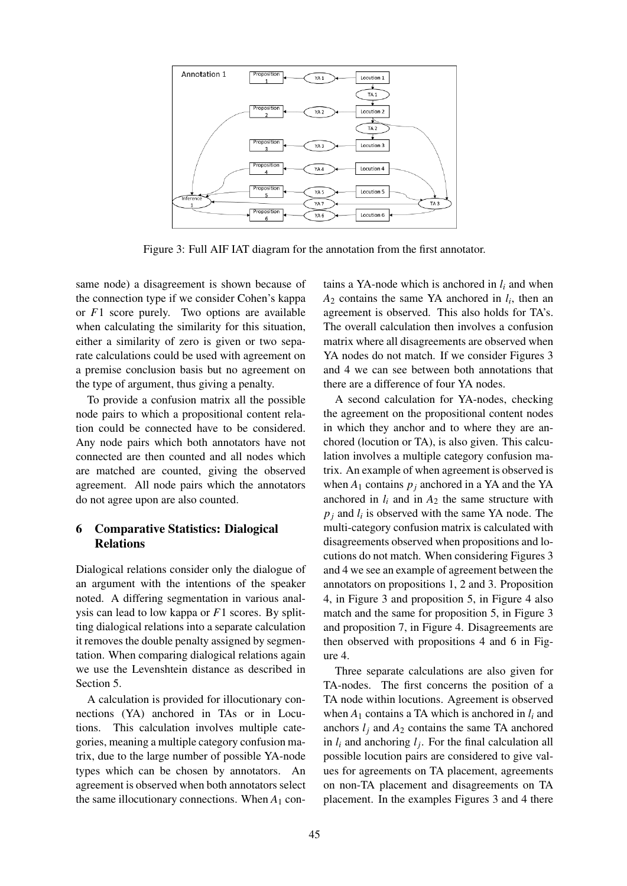Figure 3: Full AIF IAT diagram for the annotation from the first annotator.

same node) a disagreement is shown because of the connection type if we consider Cohen's kappa or $F1$ score purely. Two options are available when calculating the similarity for this situation, either a similarity of zero is given or two separate calculations could be used with agreement on a premise conclusion basis but no agreement on the type of argument, thus giving a penalty.

To provide a confusion matrix all the possible node pairs to which a propositional content relation could be connected have to be considered. Any node pairs which both annotators have not connected are then counted and all nodes which are matched are counted, giving the observed agreement. All node pairs which the annotators do not agree upon are also counted.

## 6 Comparative Statistics: Dialogical Relations

Dialogical relations consider only the dialogue of an argument with the intentions of the speaker noted. A differing segmentation in various analysis can lead to low kappa or $F1$ scores. By splitting dialogical relations into a separate calculation it removes the double penalty assigned by segmentation. When comparing dialogical relations again we use the Levenshtein distance as described in Section 5.

A calculation is provided for illocutionary connections (YA) anchored in TAs or in Locutions. This calculation involves multiple categories, meaning a multiple category confusion matrix, due to the large number of possible YA-node types which can be chosen by annotators. An agreement is observed when both annotators select the same illocutionary connections. When $A_1$ contains a YA-node which is anchored in $l_i$ and when $A_2$ contains the same YA anchored in $l_i$, then an agreement is observed. This also holds for TA's. The overall calculation then involves a confusion matrix where all disagreements are observed when YA nodes do not match. If we consider Figures 3 and 4 we can see between both annotations that there are a difference of four YA nodes.

A second calculation for YA-nodes, checking the agreement on the propositional content nodes in which they anchor and to where they are anchored (locution or TA), is also given. This calculation involves a multiple category confusion matrix. An example of when agreement is observed is when $A_1$ contains $p_j$ anchored in a YA and the YA anchored in $l_i$ and in $A_2$ the same structure with $p_j$ and $l_i$ is observed with the same YA node. The multi-category confusion matrix is calculated with disagreements observed when propositions and locutions do not match. When considering Figures 3 and 4 we see an example of agreement between the annotators on propositions 1, 2 and 3. Proposition 4, in Figure 3 and proposition 5, in Figure 4 also match and the same for proposition 5, in Figure 3 and proposition 7, in Figure 4. Disagreements are then observed with propositions 4 and 6 in Figure 4.

Three separate calculations are also given for TA-nodes. The first concerns the position of a TA node within locutions. Agreement is observed when $A_1$ contains a TA which is anchored in $l_i$ and anchors $l_j$ and $A_2$ contains the same TA anchored in $l_i$ and anchoring $l_j$. For the final calculation all possible locution pairs are considered to give values for agreements on TA placement, agreements on non-TA placement and disagreements on TA placement. In the examples Figures 3 and 4 there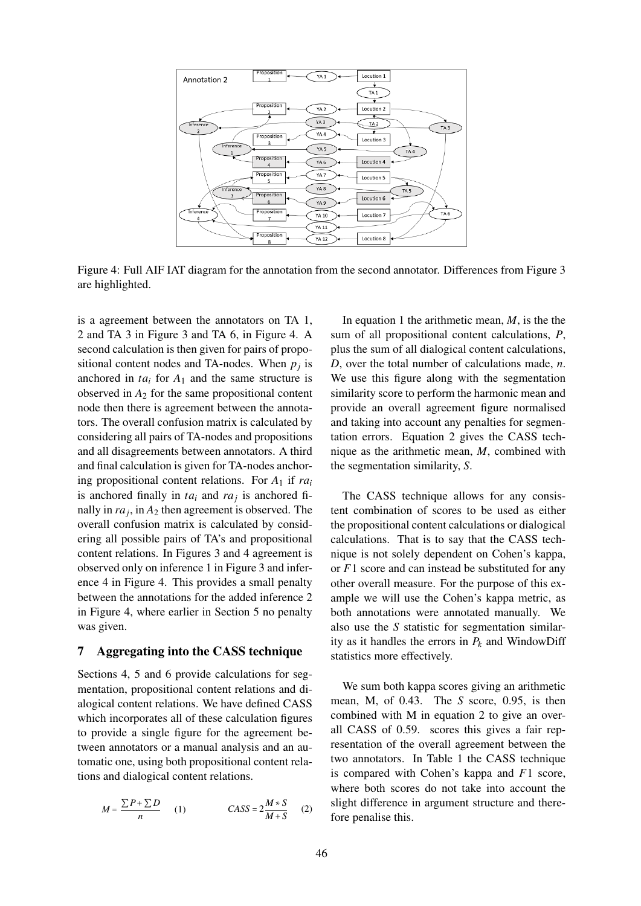Annotation 2

Proposition 1
YA 1
Locution 1
TA 1
Proposition 2
YA 2
Locution 2
Inference 2
YA 3
TA 2
TA 3
YA 4
Proposition 3
Locution 3
Inference 1
YA 5
TA 4
Proposition 4
YA 6
Locution 4
Proposition 5
YA 7
Locution 5
Inference 3
YA 8
TA 5
Proposition 6
Locution 6
YA 9
Inference 4
Proposition 7
YA 10
Locution 7
TA 6
YA 11
Proposition 8
YA 12
Locution 8

Figure 4: Full AIF IAT diagram for the annotation from the second annotator. Differences from Figure 3 are highlighted.

is a agreement between the annotators on TA 1, 2 and TA 3 in Figure 3 and TA 6, in Figure 4. A second calculation is then given for pairs of propositional content nodes and TA-nodes. When $p_j$ is anchored in $ta_i$ for $A_1$ and the same structure is observed in $A_2$ for the same propositional content node then there is agreement between the annotators. The overall confusion matrix is calculated by considering all pairs of TA-nodes and propositions and all disagreements between annotators. A third and final calculation is given for TA-nodes anchoring propositional content relations. For $A_1$ if $ra_i$ is anchored finally in $ta_i$ and $ra_j$ is anchored finally in $ra_j$, in $A_2$ then agreement is observed. The overall confusion matrix is calculated by considering all possible pairs of TA's and propositional content relations. In Figures 3 and 4 agreement is observed only on inference 1 in Figure 3 and inference 4 in Figure 4. This provides a small penalty between the annotations for the added inference 2 in Figure 4, where earlier in Section 5 no penalty was given.

## 7 Aggregating into the CASS technique

Sections 4, 5 and 6 provide calculations for segmentation, propositional content relations and dialogical content relations. We have defined CASS which incorporates all of these calculation figures to provide a single figure for the agreement between annotators or a manual analysis and an automatic one, using both propositional content relations and dialogical content relations.

$$M = \frac{\sum P + \sum D}{n} \quad (1) \qquad\qquad CASS = 2\frac{M * S}{M + S} \quad (2)$$

In equation 1 the arithmetic mean, $M$, is the the sum of all propositional content calculations, $P$, plus the sum of all dialogical content calculations, $D$, over the total number of calculations made, $n$. We use this figure along with the segmentation similarity score to perform the harmonic mean and provide an overall agreement figure normalised and taking into account any penalties for segmentation errors. Equation 2 gives the CASS technique as the arithmetic mean, $M$, combined with the segmentation similarity, $S$.

The CASS technique allows for any consistent combination of scores to be used as either the propositional content calculations or dialogical calculations. That is to say that the CASS technique is not solely dependent on Cohen's kappa, or $F1$ score and can instead be substituted for any other overall measure. For the purpose of this example we will use the Cohen's kappa metric, as both annotations were annotated manually. We also use the $S$ statistic for segmentation similarity as it handles the errors in $P_k$ and WindowDiff statistics more effectively.

We sum both kappa scores giving an arithmetic mean, M, of 0.43. The $S$ score, 0.95, is then combined with M in equation 2 to give an overall CASS of 0.59. scores this gives a fair representation of the overall agreement between the two annotators. In Table 1 the CASS technique is compared with Cohen's kappa and $F1$ score, where both scores do not take into account the slight difference in argument structure and therefore penalise this.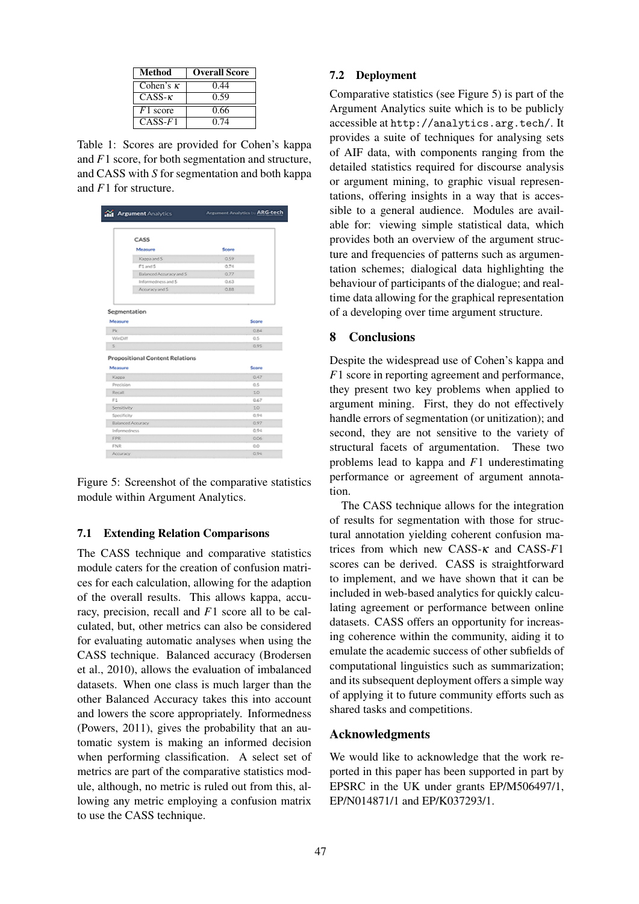| Method | Overall Score |
|---|---|
| Cohen's $\kappa$ | 0.44 |
| CASS-$\kappa$ | 0.59 |
| $F1$ score | 0.66 |
| CASS-$F1$ | 0.74 |

Table 1: Scores are provided for Cohen's kappa and $F1$ score, for both segmentation and structure, and CASS with *S* for segmentation and both kappa and $F1$ for structure.

Argument Analytics

Argument Analytics by ARG-tech

CASS

| Measure | Score |
|---|---|
| Kappa and S | 0.59 |
| F1 and S | 0.74 |
| Balanced Accuracy and S | 0.77 |
| Informedness and S | 0.63 |
| Accuracy and S | 0.88 |

Segmentation

| Measure | Score |
|---|---|
| Pk | 0.84 |
| WinDiff | 0.5 |
| S | 0.95 |

Propositional Content Relations

| Measure | Score |
|---|---|
| Kappa | 0.47 |
| Precision | 0.5 |
| Recall | 1.0 |
| F1 | 0.67 |
| Sensitivity | 1.0 |
| Specificity | 0.94 |
| Balanced Accuracy | 0.97 |
| Informedness | 0.94 |
| FPR | 0.06 |
| FNR | 0.0 |
| Accuracy | 0.94 |

Figure 5: Screenshot of the comparative statistics module within Argument Analytics.

### 7.1 Extending Relation Comparisons

The CASS technique and comparative statistics module caters for the creation of confusion matrices for each calculation, allowing for the adaption of the overall results. This allows kappa, accuracy, precision, recall and $F1$ score all to be calculated, but, other metrics can also be considered for evaluating automatic analyses when using the CASS technique. Balanced accuracy (Brodersen et al., 2010), allows the evaluation of imbalanced datasets. When one class is much larger than the other Balanced Accuracy takes this into account and lowers the score appropriately. Informedness (Powers, 2011), gives the probability that an automatic system is making an informed decision when performing classification. A select set of metrics are part of the comparative statistics module, although, no metric is ruled out from this, allowing any metric employing a confusion matrix to use the CASS technique.

### 7.2 Deployment

Comparative statistics (see Figure 5) is part of the Argument Analytics suite which is to be publicly accessible at `http://analytics.arg.tech/`. It provides a suite of techniques for analysing sets of AIF data, with components ranging from the detailed statistics required for discourse analysis or argument mining, to graphic visual representations, offering insights in a way that is accessible to a general audience. Modules are available for: viewing simple statistical data, which provides both an overview of the argument structure and frequencies of patterns such as argumentation schemes; dialogical data highlighting the behaviour of participants of the dialogue; and real-time data allowing for the graphical representation of a developing over time argument structure.

## 8 Conclusions

Despite the widespread use of Cohen's kappa and $F1$ score in reporting agreement and performance, they present two key problems when applied to argument mining. First, they do not effectively handle errors of segmentation (or unitization); and second, they are not sensitive to the variety of structural facets of argumentation. These two problems lead to kappa and $F1$ underestimating performance or agreement of argument annotation.

The CASS technique allows for the integration of results for segmentation with those for structural annotation yielding coherent confusion matrices from which new CASS-$\kappa$ and CASS-$F1$ scores can be derived. CASS is straightforward to implement, and we have shown that it can be included in web-based analytics for quickly calculating agreement or performance between online datasets. CASS offers an opportunity for increasing coherence within the community, aiding it to emulate the academic success of other subfields of computational linguistics such as summarization; and its subsequent deployment offers a simple way of applying it to future community efforts such as shared tasks and competitions.

## Acknowledgments

We would like to acknowledge that the work reported in this paper has been supported in part by EPSRC in the UK under grants EP/M506497/1, EP/N014871/1 and EP/K037293/1.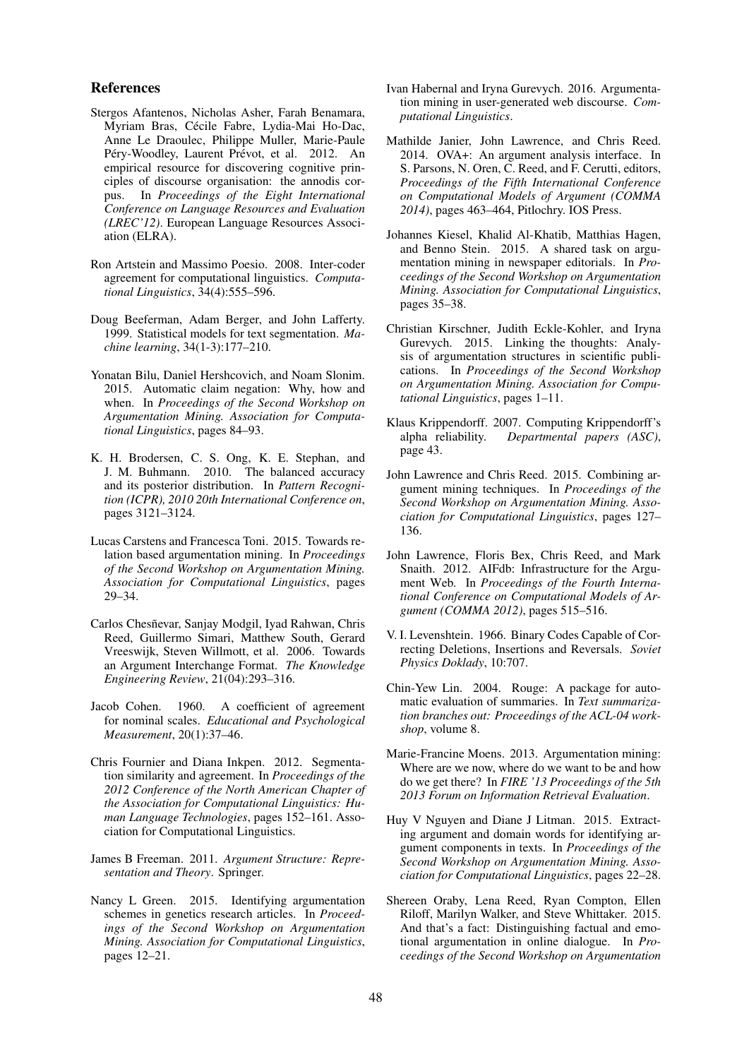## References

Stergos Afantenos, Nicholas Asher, Farah Benamara, Myriam Bras, Cécile Fabre, Lydia-Mai Ho-Dac, Anne Le Draoulec, Philippe Muller, Marie-Paule Péry-Woodley, Laurent Prévot, et al. 2012. An empirical resource for discovering cognitive principles of discourse organisation: the annodis corpus. In *Proceedings of the Eight International Conference on Language Resources and Evaluation (LREC'12)*. European Language Resources Association (ELRA).

Ron Artstein and Massimo Poesio. 2008. Inter-coder agreement for computational linguistics. *Computational Linguistics*, 34(4):555–596.

Doug Beeferman, Adam Berger, and John Lafferty. 1999. Statistical models for text segmentation. *Machine learning*, 34(1-3):177–210.

Yonatan Bilu, Daniel Hershcovich, and Noam Slonim. 2015. Automatic claim negation: Why, how and when. In *Proceedings of the Second Workshop on Argumentation Mining. Association for Computational Linguistics*, pages 84–93.

K. H. Brodersen, C. S. Ong, K. E. Stephan, and J. M. Buhmann. 2010. The balanced accuracy and its posterior distribution. In *Pattern Recognition (ICPR), 2010 20th International Conference on*, pages 3121–3124.

Lucas Carstens and Francesca Toni. 2015. Towards relation based argumentation mining. In *Proceedings of the Second Workshop on Argumentation Mining. Association for Computational Linguistics*, pages 29–34.

Carlos Chesñevar, Sanjay Modgil, Iyad Rahwan, Chris Reed, Guillermo Simari, Matthew South, Gerard Vreeswijk, Steven Willmott, et al. 2006. Towards an Argument Interchange Format. *The Knowledge Engineering Review*, 21(04):293–316.

Jacob Cohen. 1960. A coefficient of agreement for nominal scales. *Educational and Psychological Measurement*, 20(1):37–46.

Chris Fournier and Diana Inkpen. 2012. Segmentation similarity and agreement. In *Proceedings of the 2012 Conference of the North American Chapter of the Association for Computational Linguistics: Human Language Technologies*, pages 152–161. Association for Computational Linguistics.

James B Freeman. 2011. *Argument Structure: Representation and Theory*. Springer.

Nancy L Green. 2015. Identifying argumentation schemes in genetics research articles. In *Proceedings of the Second Workshop on Argumentation Mining. Association for Computational Linguistics*, pages 12–21.

Ivan Habernal and Iryna Gurevych. 2016. Argumentation mining in user-generated web discourse. *Computational Linguistics*.

Mathilde Janier, John Lawrence, and Chris Reed. 2014. OVA+: An argument analysis interface. In S. Parsons, N. Oren, C. Reed, and F. Cerutti, editors, *Proceedings of the Fifth International Conference on Computational Models of Argument (COMMA 2014)*, pages 463–464, Pitlochry. IOS Press.

Johannes Kiesel, Khalid Al-Khatib, Matthias Hagen, and Benno Stein. 2015. A shared task on argumentation mining in newspaper editorials. In *Proceedings of the Second Workshop on Argumentation Mining. Association for Computational Linguistics*, pages 35–38.

Christian Kirschner, Judith Eckle-Kohler, and Iryna Gurevych. 2015. Linking the thoughts: Analysis of argumentation structures in scientific publications. In *Proceedings of the Second Workshop on Argumentation Mining. Association for Computational Linguistics*, pages 1–11.

Klaus Krippendorff. 2007. Computing Krippendorff's alpha reliability. *Departmental papers (ASC)*, page 43.

John Lawrence and Chris Reed. 2015. Combining argument mining techniques. In *Proceedings of the Second Workshop on Argumentation Mining. Association for Computational Linguistics*, pages 127–136.

John Lawrence, Floris Bex, Chris Reed, and Mark Snaith. 2012. AIFdb: Infrastructure for the Argument Web. In *Proceedings of the Fourth International Conference on Computational Models of Argument (COMMA 2012)*, pages 515–516.

V. I. Levenshtein. 1966. Binary Codes Capable of Correcting Deletions, Insertions and Reversals. *Soviet Physics Doklady*, 10:707.

Chin-Yew Lin. 2004. Rouge: A package for automatic evaluation of summaries. In *Text summarization branches out: Proceedings of the ACL-04 workshop*, volume 8.

Marie-Francine Moens. 2013. Argumentation mining: Where are we now, where do we want to be and how do we get there? In *FIRE '13 Proceedings of the 5th 2013 Forum on Information Retrieval Evaluation*.

Huy V Nguyen and Diane J Litman. 2015. Extracting argument and domain words for identifying argument components in texts. In *Proceedings of the Second Workshop on Argumentation Mining. Association for Computational Linguistics*, pages 22–28.

Shereen Oraby, Lena Reed, Ryan Compton, Ellen Riloff, Marilyn Walker, and Steve Whittaker. 2015. And that's a fact: Distinguishing factual and emotional argumentation in online dialogue. In *Proceedings of the Second Workshop on Argumentation*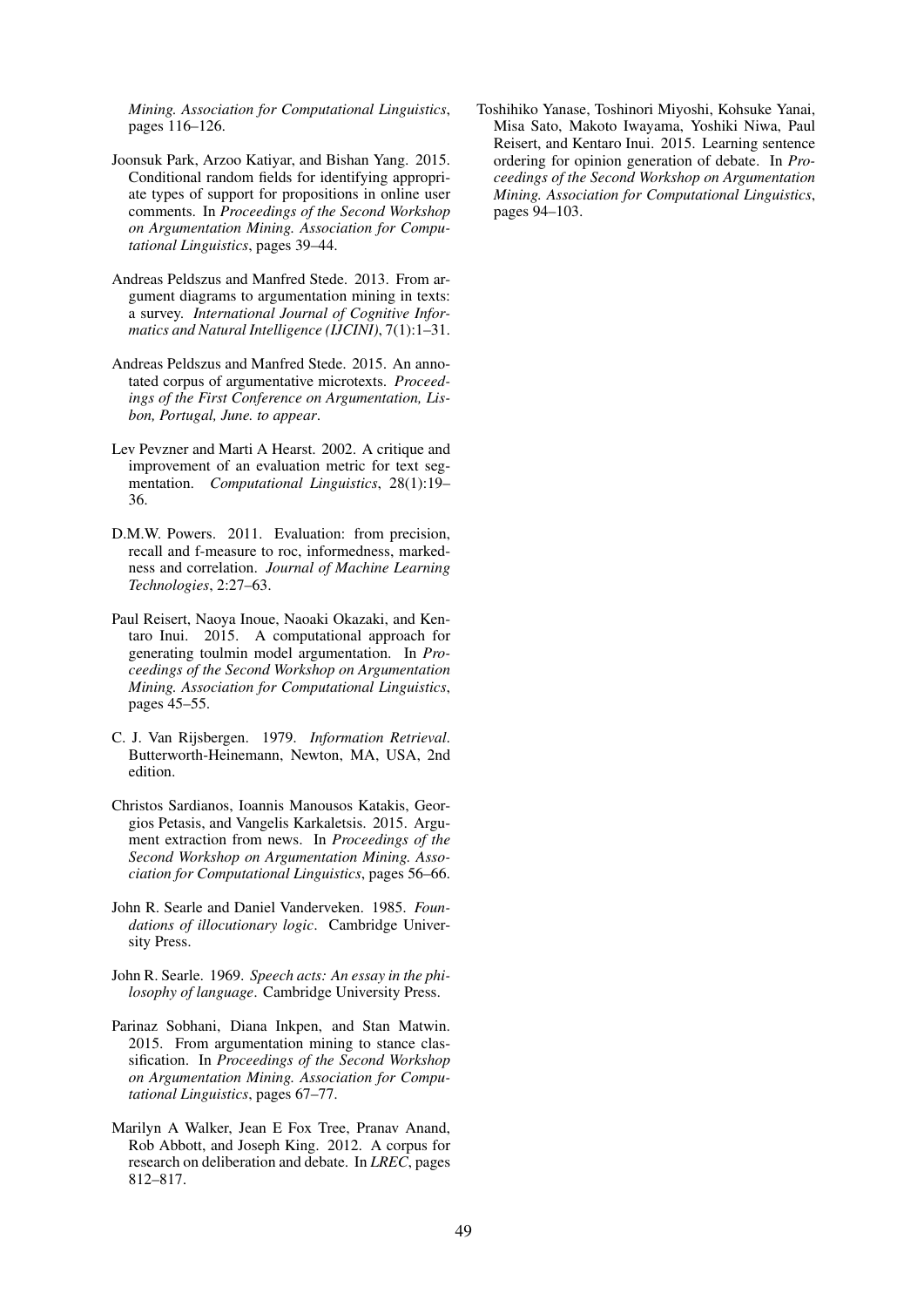*Mining. Association for Computational Linguistics*, pages 116–126.

Joonsuk Park, Arzoo Katiyar, and Bishan Yang. 2015. Conditional random fields for identifying appropriate types of support for propositions in online user comments. In *Proceedings of the Second Workshop on Argumentation Mining. Association for Computational Linguistics*, pages 39–44.

Andreas Peldszus and Manfred Stede. 2013. From argument diagrams to argumentation mining in texts: a survey. *International Journal of Cognitive Informatics and Natural Intelligence (IJCINI)*, 7(1):1–31.

Andreas Peldszus and Manfred Stede. 2015. An annotated corpus of argumentative microtexts. *Proceedings of the First Conference on Argumentation, Lisbon, Portugal, June. to appear*.

Lev Pevzner and Marti A Hearst. 2002. A critique and improvement of an evaluation metric for text segmentation. *Computational Linguistics*, 28(1):19–36.

D.M.W. Powers. 2011. Evaluation: from precision, recall and f-measure to roc, informedness, markedness and correlation. *Journal of Machine Learning Technologies*, 2:27–63.

Paul Reisert, Naoya Inoue, Naoaki Okazaki, and Kentaro Inui. 2015. A computational approach for generating toulmin model argumentation. In *Proceedings of the Second Workshop on Argumentation Mining. Association for Computational Linguistics*, pages 45–55.

C. J. Van Rijsbergen. 1979. *Information Retrieval*. Butterworth-Heinemann, Newton, MA, USA, 2nd edition.

Christos Sardianos, Ioannis Manousos Katakis, Georgios Petasis, and Vangelis Karkaletsis. 2015. Argument extraction from news. In *Proceedings of the Second Workshop on Argumentation Mining. Association for Computational Linguistics*, pages 56–66.

John R. Searle and Daniel Vanderveken. 1985. *Foundations of illocutionary logic*. Cambridge University Press.

John R. Searle. 1969. *Speech acts: An essay in the philosophy of language*. Cambridge University Press.

Parinaz Sobhani, Diana Inkpen, and Stan Matwin. 2015. From argumentation mining to stance classification. In *Proceedings of the Second Workshop on Argumentation Mining. Association for Computational Linguistics*, pages 67–77.

Marilyn A Walker, Jean E Fox Tree, Pranav Anand, Rob Abbott, and Joseph King. 2012. A corpus for research on deliberation and debate. In *LREC*, pages 812–817.

Toshihiko Yanase, Toshinori Miyoshi, Kohsuke Yanai, Misa Sato, Makoto Iwayama, Yoshiki Niwa, Paul Reisert, and Kentaro Inui. 2015. Learning sentence ordering for opinion generation of debate. In *Proceedings of the Second Workshop on Argumentation Mining. Association for Computational Linguistics*, pages 94–103.